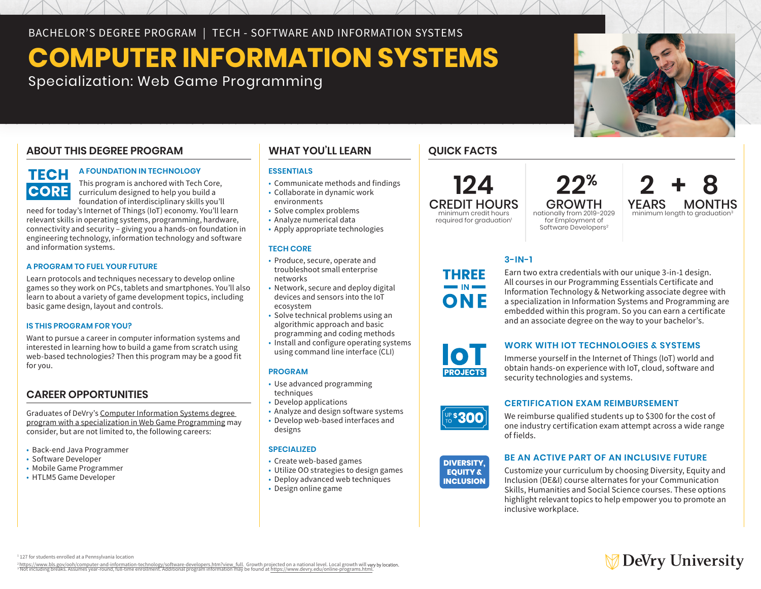BACHELOR'S DEGREE PROGRAM | TECH - SOFTWARE AND INFORMATION SYSTEMS

# COMPUTER INFORMATION SYSTEMS

Specialization: Web Game Programming

## ABOUT THIS DEGREE PROGRAM

TECH CORE

### A FOUNDATION IN TECHNOLOGY

This program is anchored with Tech Core, curriculum designed to help you build a foundation of interdisciplinary skills you'll need for today's Internet of Things (IoT) economy. You'll learn relevant skills in operating systems, programming, hardware, connectivity and security – giving you a hands-on foundation in engineering technology, information technology and software and information systems.

### A PROGRAM TO FUEL YOUR FUTURE

Learn protocols and techniques necessary to develop online games so they work on PCs, tablets and smartphones. You'll also learn to about a variety of game development topics, including basic game design, layout and controls.

### IS THIS PROGRAM FOR YOU?

Want to pursue a career in computer information systems and interested in learning how to build a game from scratch using web-based technologies? Then this program may be a good fit for you.

## CAREER OPPORTUNITIES

Graduates of DeVry's Computer Information Systems degree program with a specialization in Web Game Programming may consider, but are not limited to, the following careers:

- Back-end Java Programmer
- Software Developer
- Mobile Game Programmer
- HTLM5 Game Developer

## WHAT YOU'LL LEARN

### ESSENTIALS

- Communicate methods and findings
- Collaborate in dynamic work environments
- Solve complex problems
- Analyze numerical data
- Apply appropriate technologies

### TECH CORE

- Produce, secure, operate and troubleshoot small enterprise networks
- Network, secure and deploy digital devices and sensors into the IoT ecosystem
- Solve technical problems using an algorithmic approach and basic programming and coding methods
- Install and configure operating systems using command line interface (CLI)

### PROGRAM

- Use advanced programming techniques
- Develop applications
- Analyze and design software systems
- Develop web-based interfaces and designs

### SPECIALIZED

- Create web-based games
- Utilize OO strategies to design games
- Deploy advanced web techniques
- Design online game

## QUICK FACTS

**124 CREDIT HOURS** minimum credit hours required for graduation[1]

**22% GROWTH** nationally from 2019-2029 for Employment of Software Developers[2]

**2 YEARS + 8 MONTHS** minimum length to graduation[3]

### 3-IN-1

THREE IN ONE

Earn two extra credentials with our unique 3-in-1 design. All courses in our Programming Essentials Certificate and Information Technology & Networking associate degree with a specialization in Information Systems and Programming are embedded within this program. So you can earn a certificate and an associate degree on the way to your bachelor's.

### WORK WITH IOT TECHNOLOGIES & SYSTEMS

IoT PROJECTS

Immerse yourself in the Internet of Things (IoT) world and obtain hands-on experience with IoT, cloud, software and security technologies and systems.

### CERTIFICATION EXAM REIMBURSEMENT

UP TO $300

We reimburse qualified students up to $300 for the cost of one industry certification exam attempt across a wide range of fields.

### BE AN ACTIVE PART OF AN INCLUSIVE FUTURE

DIVERSITY, EQUITY & INCLUSION

Customize your curriculum by choosing Diversity, Equity and Inclusion (DE&I) course alternates for your Communication Skills, Humanities and Social Science courses. These options highlight relevant topics to help empower you to promote an inclusive workplace.

[1] 127 for students enrolled at a Pennsylvania location

[2] https://www.bls.gov/ooh/computer-and-information-technology/software-developers.htm?view_full Growth projected on a national level. Local growth will vary by location.

[3] Not including breaks. Assumes year-round, full-time enrollment. Additional program information may be found at https://www.devry.edu/online-programs.html.

DeVry University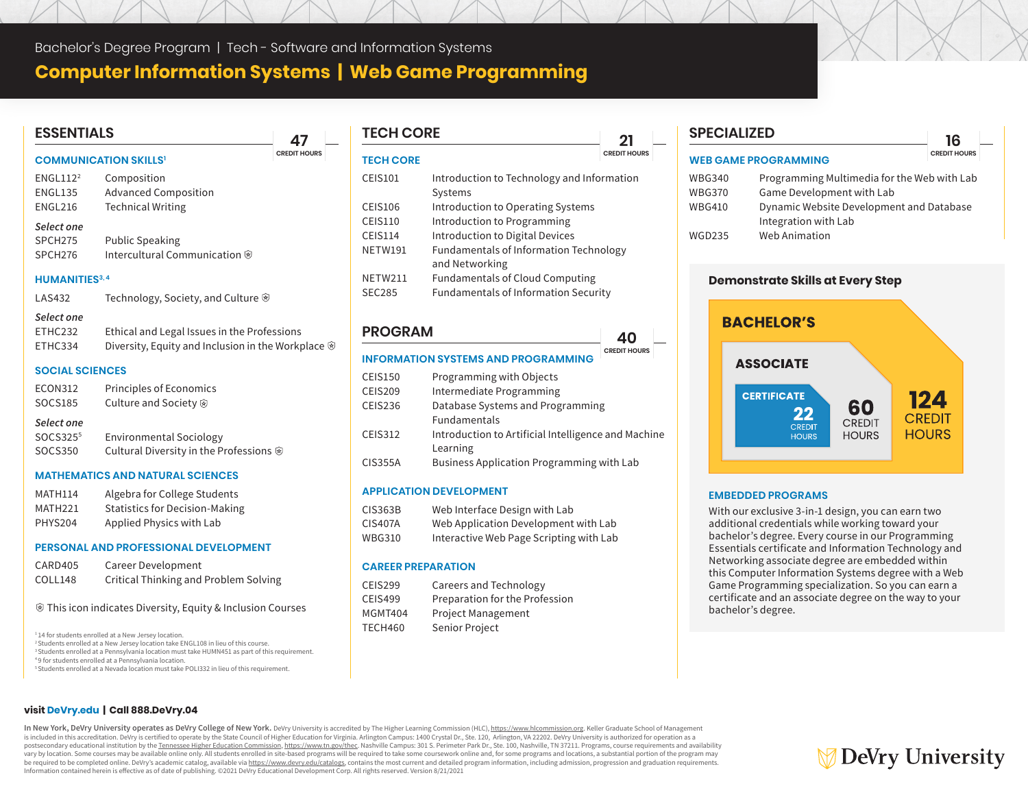Bachelor's Degree Program | Tech - Software and Information Systems

# Computer Information Systems | Web Game Programming

## ESSENTIALS

47 CREDIT HOURS

### COMMUNICATION SKILLS[1]

| | |
|---|---|
| ENGL112[2] | Composition |
| ENGL135 | Advanced Composition |
| ENGL216 | Technical Writing |

*Select one*

| | |
|---|---|
| SPCH275 | Public Speaking |
| SPCH276 | Intercultural Communication ⊛ |

### HUMANITIES[3, 4]

| | |
|---|---|
| LAS432 | Technology, Society, and Culture ⊛ |

*Select one*

| | |
|---|---|
| ETHC232 | Ethical and Legal Issues in the Professions |
| ETHC334 | Diversity, Equity and Inclusion in the Workplace ⊛ |

### SOCIAL SCIENCES

| | |
|---|---|
| ECON312 | Principles of Economics |
| SOCS185 | Culture and Society ⊛ |

*Select one*

| | |
|---|---|
| SOCS325[5] | Environmental Sociology |
| SOCS350 | Cultural Diversity in the Professions ⊛ |

### MATHEMATICS AND NATURAL SCIENCES

| | |
|---|---|
| MATH114 | Algebra for College Students |
| MATH221 | Statistics for Decision-Making |
| PHYS204 | Applied Physics with Lab |

### PERSONAL AND PROFESSIONAL DEVELOPMENT

| | |
|---|---|
| CARD405 | Career Development |
| COLL148 | Critical Thinking and Problem Solving |

⊛ This icon indicates Diversity, Equity & Inclusion Courses

[1] 14 for students enrolled at a New Jersey location.
[2] Students enrolled at a New Jersey location take ENGL108 in lieu of this course.
[3] Students enrolled at a Pennsylvania location must take HUMN451 as part of this requirement.
[4] 9 for students enrolled at a Pennsylvania location.
[5] Students enrolled at a Nevada location must take POLI332 in lieu of this requirement.

## TECH CORE

21 CREDIT HOURS

### TECH CORE

| | |
|---|---|
| CEIS101 | Introduction to Technology and Information Systems |
| CEIS106 | Introduction to Operating Systems |
| CEIS110 | Introduction to Programming |
| CEIS114 | Introduction to Digital Devices |
| NETW191 | Fundamentals of Information Technology and Networking |
| NETW211 | Fundamentals of Cloud Computing |
| SEC285 | Fundamentals of Information Security |

## PROGRAM

40 CREDIT HOURS

### INFORMATION SYSTEMS AND PROGRAMMING

| | |
|---|---|
| CEIS150 | Programming with Objects |
| CEIS209 | Intermediate Programming |
| CEIS236 | Database Systems and Programming Fundamentals |
| CEIS312 | Introduction to Artificial Intelligence and Machine Learning |
| CIS355A | Business Application Programming with Lab |

### APPLICATION DEVELOPMENT

| | |
|---|---|
| CIS363B | Web Interface Design with Lab |
| CIS407A | Web Application Development with Lab |
| WBG310 | Interactive Web Page Scripting with Lab |

### CAREER PREPARATION

| | |
|---|---|
| CEIS299 | Careers and Technology |
| CEIS499 | Preparation for the Profession |
| MGMT404 | Project Management |
| TECH460 | Senior Project |

## SPECIALIZED

16 CREDIT HOURS

### WEB GAME PROGRAMMING

| | |
|---|---|
| WBG340 | Programming Multimedia for the Web with Lab |
| WBG370 | Game Development with Lab |
| WBG410 | Dynamic Website Development and Database Integration with Lab |
| WGD235 | Web Animation |

### Demonstrate Skills at Every Step

BACHELOR'S
ASSOCIATE
CERTIFICATE
22 CREDIT HOURS
60 CREDIT HOURS
124 CREDIT HOURS

### EMBEDDED PROGRAMS

With our exclusive 3-in-1 design, you can earn two additional credentials while working toward your bachelor's degree. Every course in our Programming Essentials certificate and Information Technology and Networking associate degree are embedded within this Computer Information Systems degree with a Web Game Programming specialization. So you can earn a certificate and an associate degree on the way to your bachelor's degree.

**visit DeVry.edu | Call 888.DeVry.04**

**In New York, DeVry University operates as DeVry College of New York.** DeVry University is accredited by The Higher Learning Commission (HLC), https://www.hlcommission.org. Keller Graduate School of Management is included in this accreditation. DeVry is certified to operate by the State Council of Higher Education for Virginia. Arlington Campus: 1400 Crystal Dr., Ste. 120, Arlington, VA 22202. DeVry University is authorized for operation as a postsecondary educational institution by the Tennessee Higher Education Commission, https://www.tn.gov/thec. Nashville Campus: 301 S. Perimeter Park Dr., Ste. 100, Nashville, TN 37211. Programs, course requirements and availability vary by location. Some courses may be available online only. All students enrolled in site-based programs will be required to take some coursework online and, for some programs and locations, a substantial portion of the program may be required to be completed online. DeVry's academic catalog, available via https://www.devry.edu/catalogs, contains the most current and detailed program information, including admission, progression and graduation requirements. Information contained herein is effective as of date of publishing. ©2021 DeVry Educational Development Corp. All rights reserved. Version 8/21/2021

DeVry University